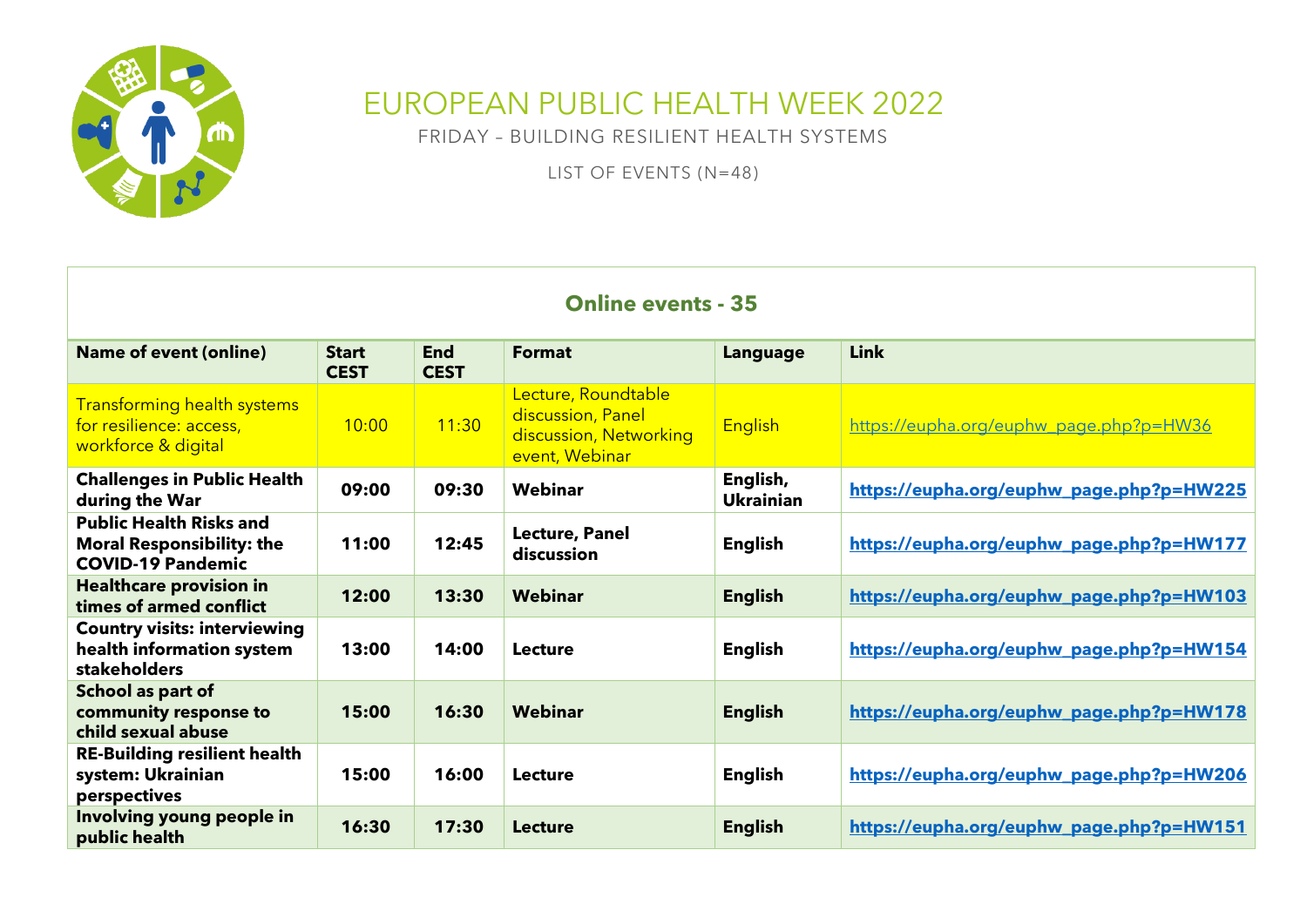# EUROPEAN PUBLIC HEALTH WEEK 2022

FRIDAY – BUILDING RESILIENT HEALTH SYSTEMS

LIST OF EVENTS (N=48)

## Online events - 35

| Name of event (online) | Start CEST | End CEST | Format | Language | Link |
|---|---|---|---|---|---|
| Transforming health systems for resilience: access, workforce & digital | 10:00 | 11:30 | Lecture, Roundtable discussion, Panel discussion, Networking event, Webinar | English | https://eupha.org/euphw_page.php?p=HW36 |
| **Challenges in Public Health during the War** | **09:00** | **09:30** | **Webinar** | **English, Ukrainian** | **https://eupha.org/euphw_page.php?p=HW225** |
| **Public Health Risks and Moral Responsibility: the COVID-19 Pandemic** | **11:00** | **12:45** | **Lecture, Panel discussion** | **English** | **https://eupha.org/euphw_page.php?p=HW177** |
| **Healthcare provision in times of armed conflict** | **12:00** | **13:30** | **Webinar** | **English** | **https://eupha.org/euphw_page.php?p=HW103** |
| **Country visits: interviewing health information system stakeholders** | **13:00** | **14:00** | **Lecture** | **English** | **https://eupha.org/euphw_page.php?p=HW154** |
| **School as part of community response to child sexual abuse** | **15:00** | **16:30** | **Webinar** | **English** | **https://eupha.org/euphw_page.php?p=HW178** |
| **RE-Building resilient health system: Ukrainian perspectives** | **15:00** | **16:00** | **Lecture** | **English** | **https://eupha.org/euphw_page.php?p=HW206** |
| **Involving young people in public health** | **16:30** | **17:30** | **Lecture** | **English** | **https://eupha.org/euphw_page.php?p=HW151** |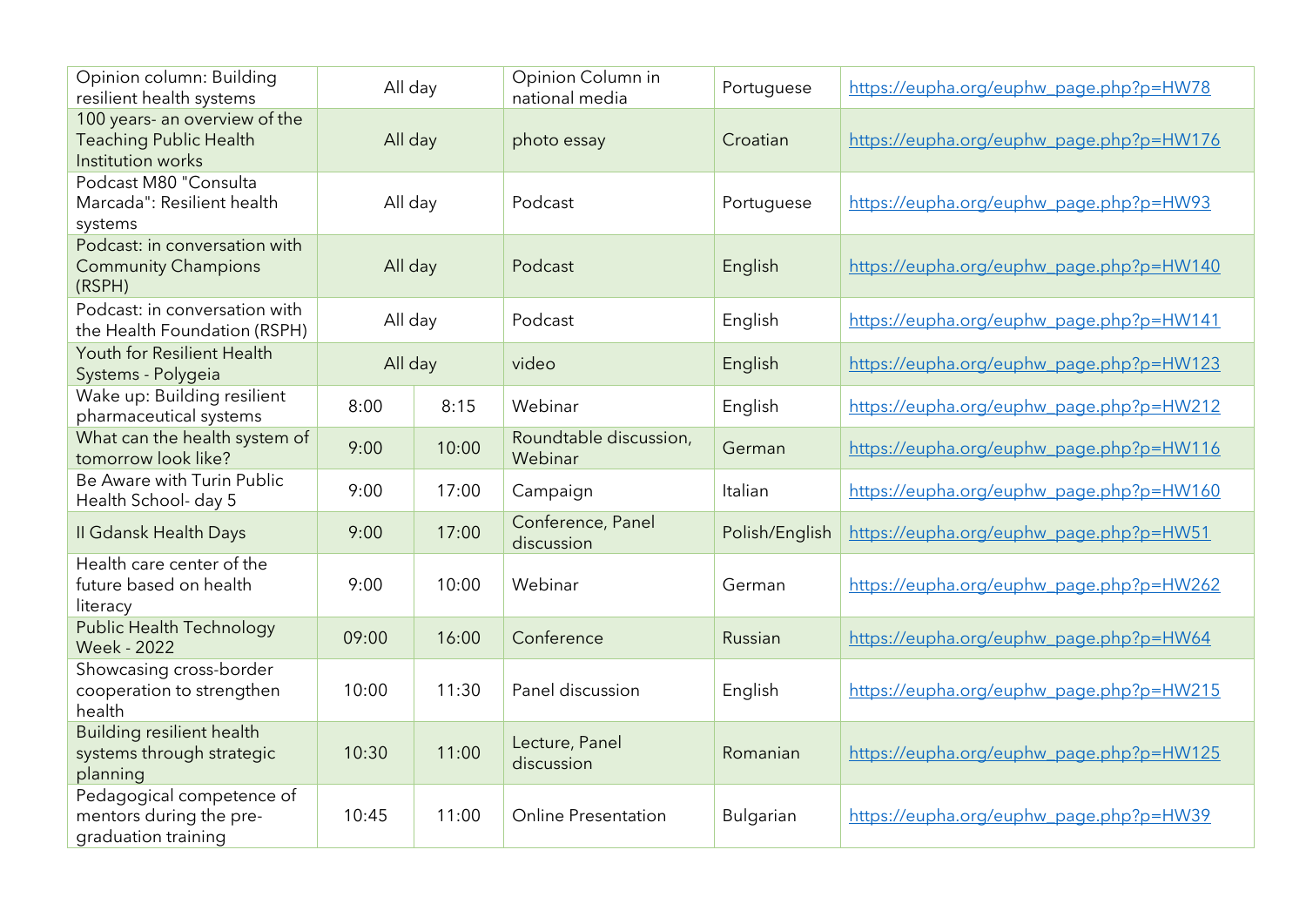| | | | | | |
|---|---|---|---|---|---|
| Opinion column: Building resilient health systems | All day | | Opinion Column in national media | Portuguese | https://eupha.org/euphw_page.php?p=HW78 |
| 100 years- an overview of the Teaching Public Health Institution works | All day | | photo essay | Croatian | https://eupha.org/euphw_page.php?p=HW176 |
| Podcast M80 "Consulta Marcada": Resilient health systems | All day | | Podcast | Portuguese | https://eupha.org/euphw_page.php?p=HW93 |
| Podcast: in conversation with Community Champions (RSPH) | All day | | Podcast | English | https://eupha.org/euphw_page.php?p=HW140 |
| Podcast: in conversation with the Health Foundation (RSPH) | All day | | Podcast | English | https://eupha.org/euphw_page.php?p=HW141 |
| Youth for Resilient Health Systems - Polygeia | All day | | video | English | https://eupha.org/euphw_page.php?p=HW123 |
| Wake up: Building resilient pharmaceutical systems | 8:00 | 8:15 | Webinar | English | https://eupha.org/euphw_page.php?p=HW212 |
| What can the health system of tomorrow look like? | 9:00 | 10:00 | Roundtable discussion, Webinar | German | https://eupha.org/euphw_page.php?p=HW116 |
| Be Aware with Turin Public Health School- day 5 | 9:00 | 17:00 | Campaign | Italian | https://eupha.org/euphw_page.php?p=HW160 |
| II Gdansk Health Days | 9:00 | 17:00 | Conference, Panel discussion | Polish/English | https://eupha.org/euphw_page.php?p=HW51 |
| Health care center of the future based on health literacy | 9:00 | 10:00 | Webinar | German | https://eupha.org/euphw_page.php?p=HW262 |
| Public Health Technology Week - 2022 | 09:00 | 16:00 | Conference | Russian | https://eupha.org/euphw_page.php?p=HW64 |
| Showcasing cross-border cooperation to strengthen health | 10:00 | 11:30 | Panel discussion | English | https://eupha.org/euphw_page.php?p=HW215 |
| Building resilient health systems through strategic planning | 10:30 | 11:00 | Lecture, Panel discussion | Romanian | https://eupha.org/euphw_page.php?p=HW125 |
| Pedagogical competence of mentors during the pre-graduation training | 10:45 | 11:00 | Online Presentation | Bulgarian | https://eupha.org/euphw_page.php?p=HW39 |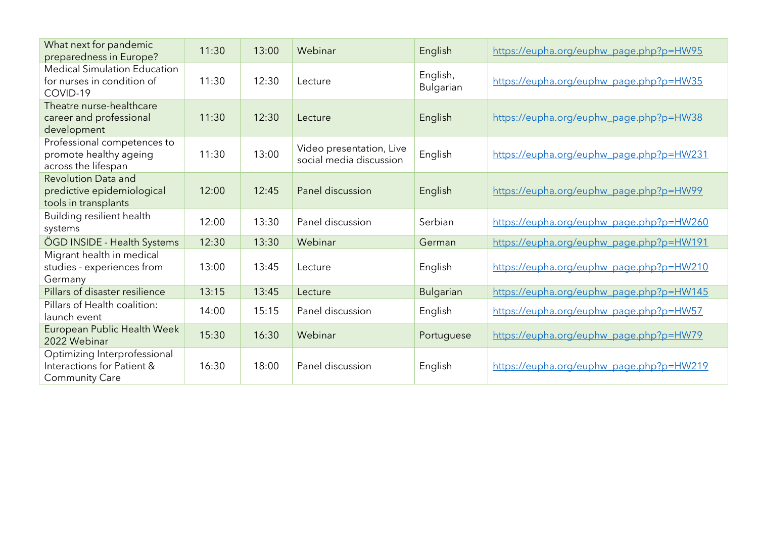| What next for pandemic preparedness in Europe? | 11:30 | 13:00 | Webinar | English | https://eupha.org/euphw_page.php?p=HW95 |
|---|---|---|---|---|---|
| Medical Simulation Education for nurses in condition of COVID-19 | 11:30 | 12:30 | Lecture | English, Bulgarian | https://eupha.org/euphw_page.php?p=HW35 |
| Theatre nurse-healthcare career and professional development | 11:30 | 12:30 | Lecture | English | https://eupha.org/euphw_page.php?p=HW38 |
| Professional competences to promote healthy ageing across the lifespan | 11:30 | 13:00 | Video presentation, Live social media discussion | English | https://eupha.org/euphw_page.php?p=HW231 |
| Revolution Data and predictive epidemiological tools in transplants | 12:00 | 12:45 | Panel discussion | English | https://eupha.org/euphw_page.php?p=HW99 |
| Building resilient health systems | 12:00 | 13:30 | Panel discussion | Serbian | https://eupha.org/euphw_page.php?p=HW260 |
| ÖGD INSIDE - Health Systems | 12:30 | 13:30 | Webinar | German | https://eupha.org/euphw_page.php?p=HW191 |
| Migrant health in medical studies - experiences from Germany | 13:00 | 13:45 | Lecture | English | https://eupha.org/euphw_page.php?p=HW210 |
| Pillars of disaster resilience | 13:15 | 13:45 | Lecture | Bulgarian | https://eupha.org/euphw_page.php?p=HW145 |
| Pillars of Health coalition: launch event | 14:00 | 15:15 | Panel discussion | English | https://eupha.org/euphw_page.php?p=HW57 |
| European Public Health Week 2022 Webinar | 15:30 | 16:30 | Webinar | Portuguese | https://eupha.org/euphw_page.php?p=HW79 |
| Optimizing Interprofessional Interactions for Patient & Community Care | 16:30 | 18:00 | Panel discussion | English | https://eupha.org/euphw_page.php?p=HW219 |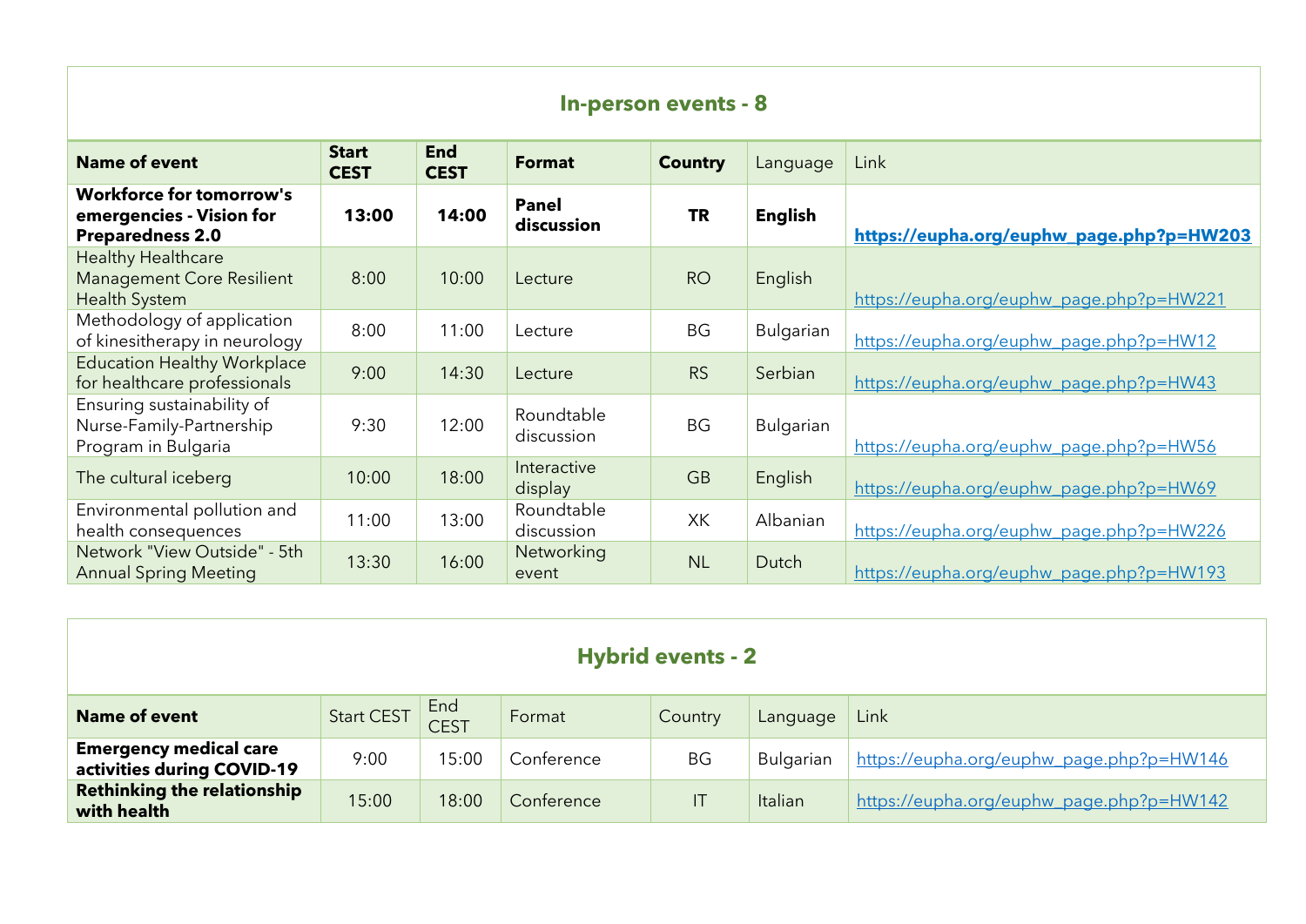## In-person events - 8

| Name of event | Start CEST | End CEST | Format | Country | Language | Link |
|---|---|---|---|---|---|---|
| **Workforce for tomorrow's emergencies - Vision for Preparedness 2.0** | **13:00** | **14:00** | **Panel discussion** | **TR** | **English** | **https://eupha.org/euphw_page.php?p=HW203** |
| Healthy Healthcare Management Core Resilient Health System | 8:00 | 10:00 | Lecture | RO | English | https://eupha.org/euphw_page.php?p=HW221 |
| Methodology of application of kinesitherapy in neurology | 8:00 | 11:00 | Lecture | BG | Bulgarian | https://eupha.org/euphw_page.php?p=HW12 |
| Education Healthy Workplace for healthcare professionals | 9:00 | 14:30 | Lecture | RS | Serbian | https://eupha.org/euphw_page.php?p=HW43 |
| Ensuring sustainability of Nurse-Family-Partnership Program in Bulgaria | 9:30 | 12:00 | Roundtable discussion | BG | Bulgarian | https://eupha.org/euphw_page.php?p=HW56 |
| The cultural iceberg | 10:00 | 18:00 | Interactive display | GB | English | https://eupha.org/euphw_page.php?p=HW69 |
| Environmental pollution and health consequences | 11:00 | 13:00 | Roundtable discussion | XK | Albanian | https://eupha.org/euphw_page.php?p=HW226 |
| Network "View Outside" - 5th Annual Spring Meeting | 13:30 | 16:00 | Networking event | NL | Dutch | https://eupha.org/euphw_page.php?p=HW193 |

## Hybrid events - 2

| Name of event | Start CEST | End CEST | Format | Country | Language | Link |
|---|---|---|---|---|---|---|
| **Emergency medical care activities during COVID-19** | 9:00 | 15:00 | Conference | BG | Bulgarian | https://eupha.org/euphw_page.php?p=HW146 |
| **Rethinking the relationship with health** | 15:00 | 18:00 | Conference | IT | Italian | https://eupha.org/euphw_page.php?p=HW142 |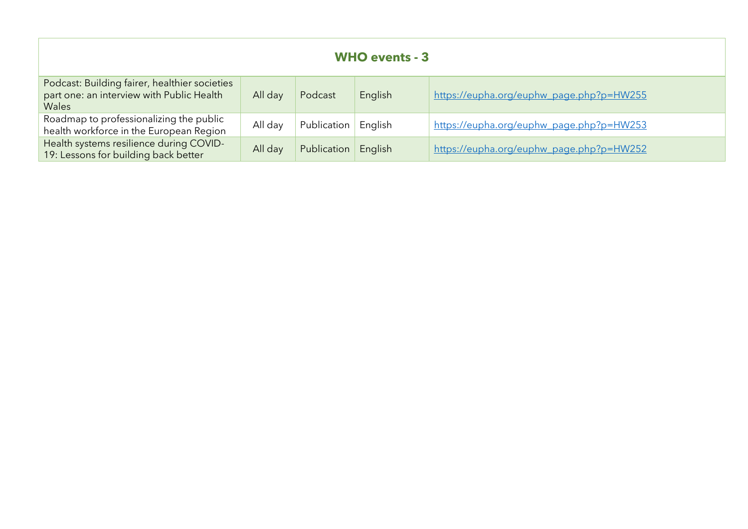| WHO events - 3 | | | | |
|---|---|---|---|---|
| Podcast: Building fairer, healthier societies part one: an interview with Public Health Wales | All day | Podcast | English | https://eupha.org/euphw_page.php?p=HW255 |
| Roadmap to professionalizing the public health workforce in the European Region | All day | Publication | English | https://eupha.org/euphw_page.php?p=HW253 |
| Health systems resilience during COVID-19: Lessons for building back better | All day | Publication | English | https://eupha.org/euphw_page.php?p=HW252 |